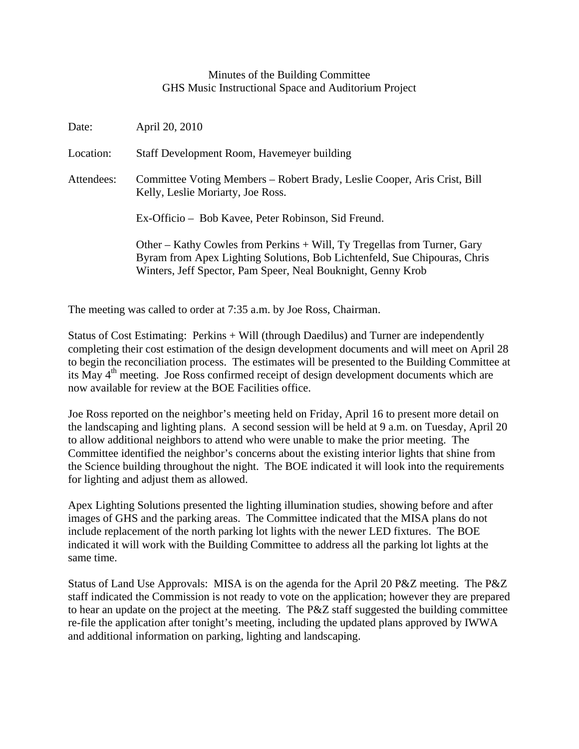Minutes of the Building Committee
GHS Music Instructional Space and Auditorium Project

Date: April 20, 2010

Location: Staff Development Room, Havemeyer building

Attendees: Committee Voting Members – Robert Brady, Leslie Cooper, Aris Crist, Bill Kelly, Leslie Moriarty, Joe Ross.

Ex-Officio – Bob Kavee, Peter Robinson, Sid Freund.

Other – Kathy Cowles from Perkins + Will, Ty Tregellas from Turner, Gary Byram from Apex Lighting Solutions, Bob Lichtenfeld, Sue Chipouras, Chris Winters, Jeff Spector, Pam Speer, Neal Bouknight, Genny Krob

The meeting was called to order at 7:35 a.m. by Joe Ross, Chairman.

Status of Cost Estimating: Perkins + Will (through Daedilus) and Turner are independently completing their cost estimation of the design development documents and will meet on April 28 to begin the reconciliation process. The estimates will be presented to the Building Committee at its May 4th meeting. Joe Ross confirmed receipt of design development documents which are now available for review at the BOE Facilities office.

Joe Ross reported on the neighbor's meeting held on Friday, April 16 to present more detail on the landscaping and lighting plans. A second session will be held at 9 a.m. on Tuesday, April 20 to allow additional neighbors to attend who were unable to make the prior meeting. The Committee identified the neighbor's concerns about the existing interior lights that shine from the Science building throughout the night. The BOE indicated it will look into the requirements for lighting and adjust them as allowed.

Apex Lighting Solutions presented the lighting illumination studies, showing before and after images of GHS and the parking areas. The Committee indicated that the MISA plans do not include replacement of the north parking lot lights with the newer LED fixtures. The BOE indicated it will work with the Building Committee to address all the parking lot lights at the same time.

Status of Land Use Approvals: MISA is on the agenda for the April 20 P&Z meeting. The P&Z staff indicated the Commission is not ready to vote on the application; however they are prepared to hear an update on the project at the meeting. The P&Z staff suggested the building committee re-file the application after tonight's meeting, including the updated plans approved by IWWA and additional information on parking, lighting and landscaping.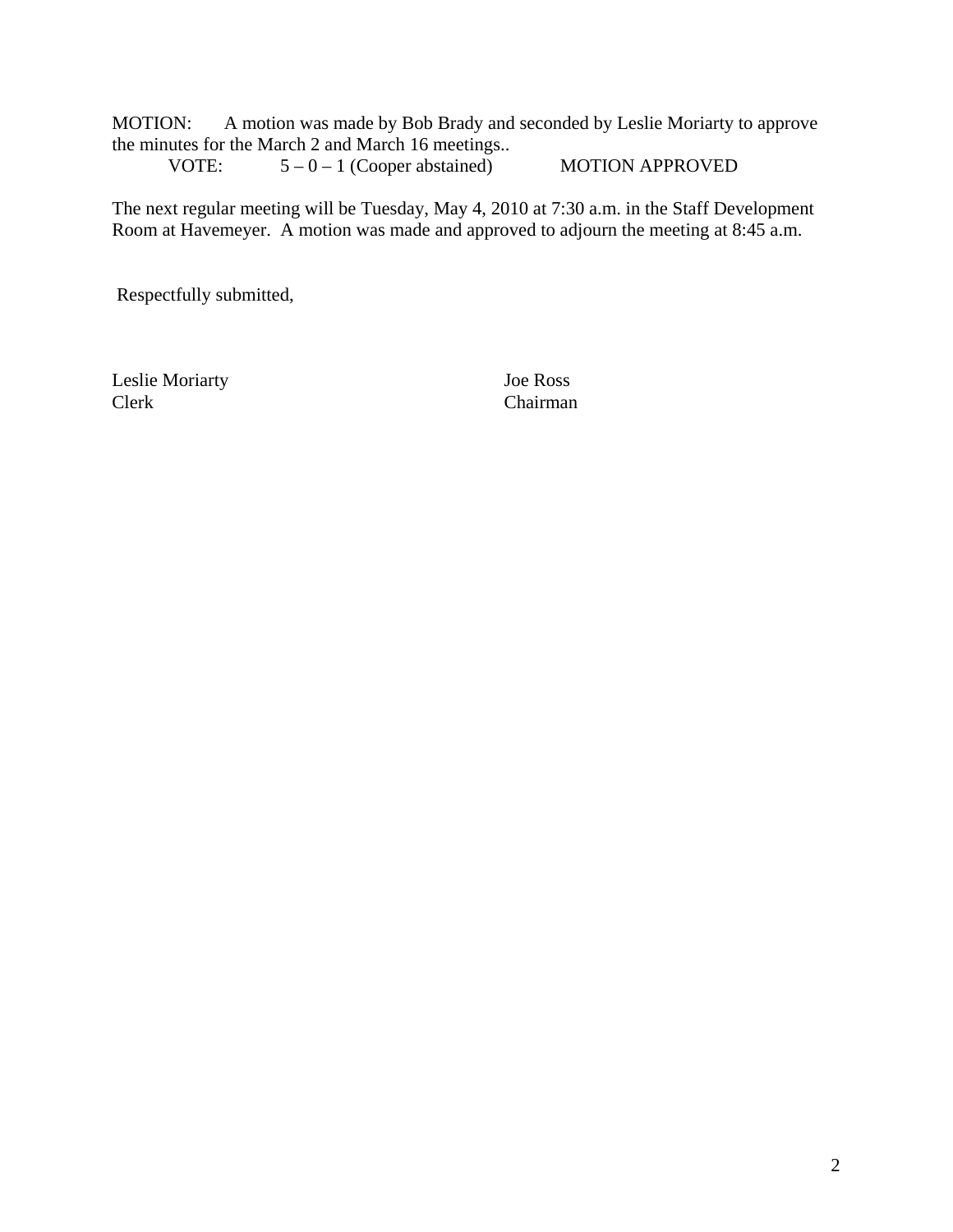MOTION: A motion was made by Bob Brady and seconded by Leslie Moriarty to approve the minutes for the March 2 and March 16 meetings..

VOTE: 5 – 0 – 1 (Cooper abstained) MOTION APPROVED

The next regular meeting will be Tuesday, May 4, 2010 at 7:30 a.m. in the Staff Development Room at Havemeyer. A motion was made and approved to adjourn the meeting at 8:45 a.m.

Respectfully submitted,

Leslie Moriarty
Clerk

Joe Ross
Chairman